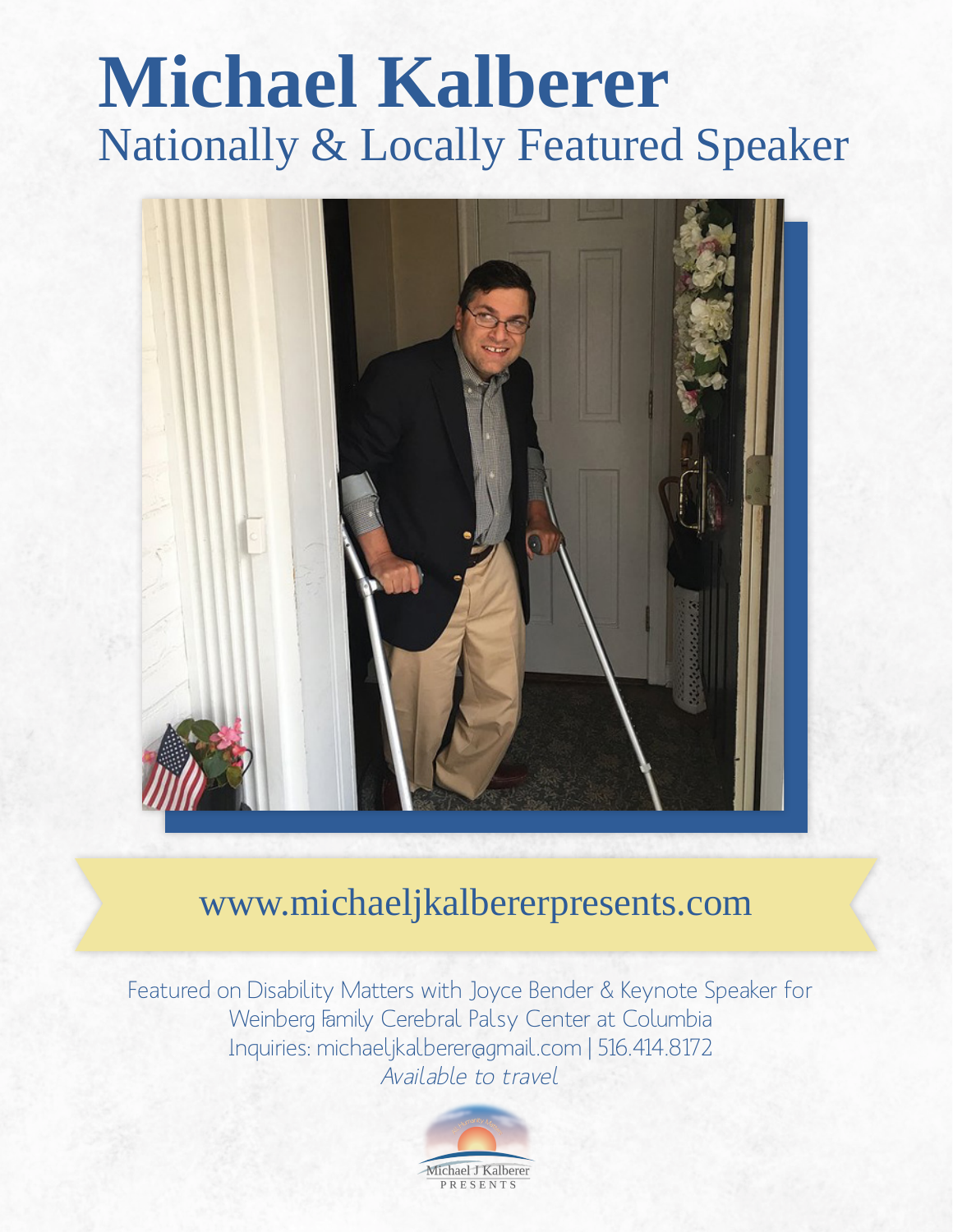# Michael Kalberer

## Nationally & Locally Featured Speaker

www.michaeljkalbererpresents.com

Featured on Disability Matters with Joyce Bender & Keynote Speaker for Weinberg Family Cerebral Palsy Center at Columbia

Inquiries: michaeljkalberer@gmail.com | 516.414.8172

*Available to travel*

Michael J Kalberer
PRESENTS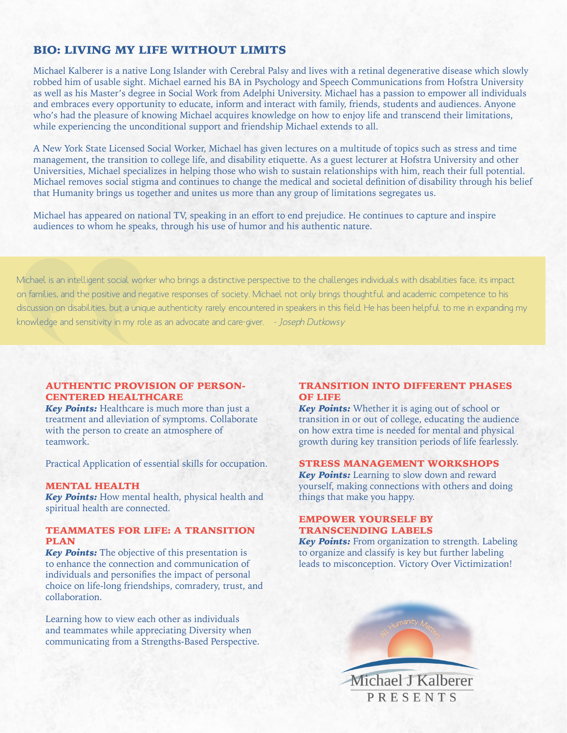## BIO: LIVING MY LIFE WITHOUT LIMITS

Michael Kalberer is a native Long Islander with Cerebral Palsy and lives with a retinal degenerative disease which slowly robbed him of usable sight. Michael earned his BA in Psychology and Speech Communications from Hofstra University as well as his Master's degree in Social Work from Adelphi University. Michael has a passion to empower all individuals and embraces every opportunity to educate, inform and interact with family, friends, students and audiences. Anyone who's had the pleasure of knowing Michael acquires knowledge on how to enjoy life and transcend their limitations, while experiencing the unconditional support and friendship Michael extends to all.

A New York State Licensed Social Worker, Michael has given lectures on a multitude of topics such as stress and time management, the transition to college life, and disability etiquette. As a guest lecturer at Hofstra University and other Universities, Michael specializes in helping those who wish to sustain relationships with him, reach their full potential. Michael removes social stigma and continues to change the medical and societal definition of disability through his belief that Humanity brings us together and unites us more than any group of limitations segregates us.

Michael has appeared on national TV, speaking in an effort to end prejudice. He continues to capture and inspire audiences to whom he speaks, through his use of humor and his authentic nature.

> Michael is an intelligent social worker who brings a distinctive perspective to the challenges individuals with disabilities face, its impact on families, and the positive and negative responses of society. Michael not only brings thoughtful and academic competence to his discussion on disabilities, but a unique authenticity rarely encountered in speakers in this field. He has been helpful to me in expanding my knowledge and sensitivity in my role as an advocate and care-giver. - *Joseph Dutkowsy*

### AUTHENTIC PROVISION OF PERSON-CENTERED HEALTHCARE

***Key Points:*** Healthcare is much more than just a treatment and alleviation of symptoms. Collaborate with the person to create an atmosphere of teamwork.

Practical Application of essential skills for occupation.

### MENTAL HEALTH

***Key Points:*** How mental health, physical health and spiritual health are connected.

### TEAMMATES FOR LIFE: A TRANSITION PLAN

***Key Points:*** The objective of this presentation is to enhance the connection and communication of individuals and personifies the impact of personal choice on life-long friendships, comradery, trust, and collaboration.

Learning how to view each other as individuals and teammates while appreciating Diversity when communicating from a Strengths-Based Perspective.

### TRANSITION INTO DIFFERENT PHASES OF LIFE

***Key Points:*** Whether it is aging out of school or transition in or out of college, educating the audience on how extra time is needed for mental and physical growth during key transition periods of life fearlessly.

### STRESS MANAGEMENT WORKSHOPS

***Key Points:*** Learning to slow down and reward yourself, making connections with others and doing things that make you happy.

### EMPOWER YOURSELF BY TRANSCENDING LABELS

***Key Points:*** From organization to strength. Labeling to organize and classify is key but further labeling leads to misconception. Victory Over Victimization!

All Humanity Matters

Michael J Kalberer

PRESENTS